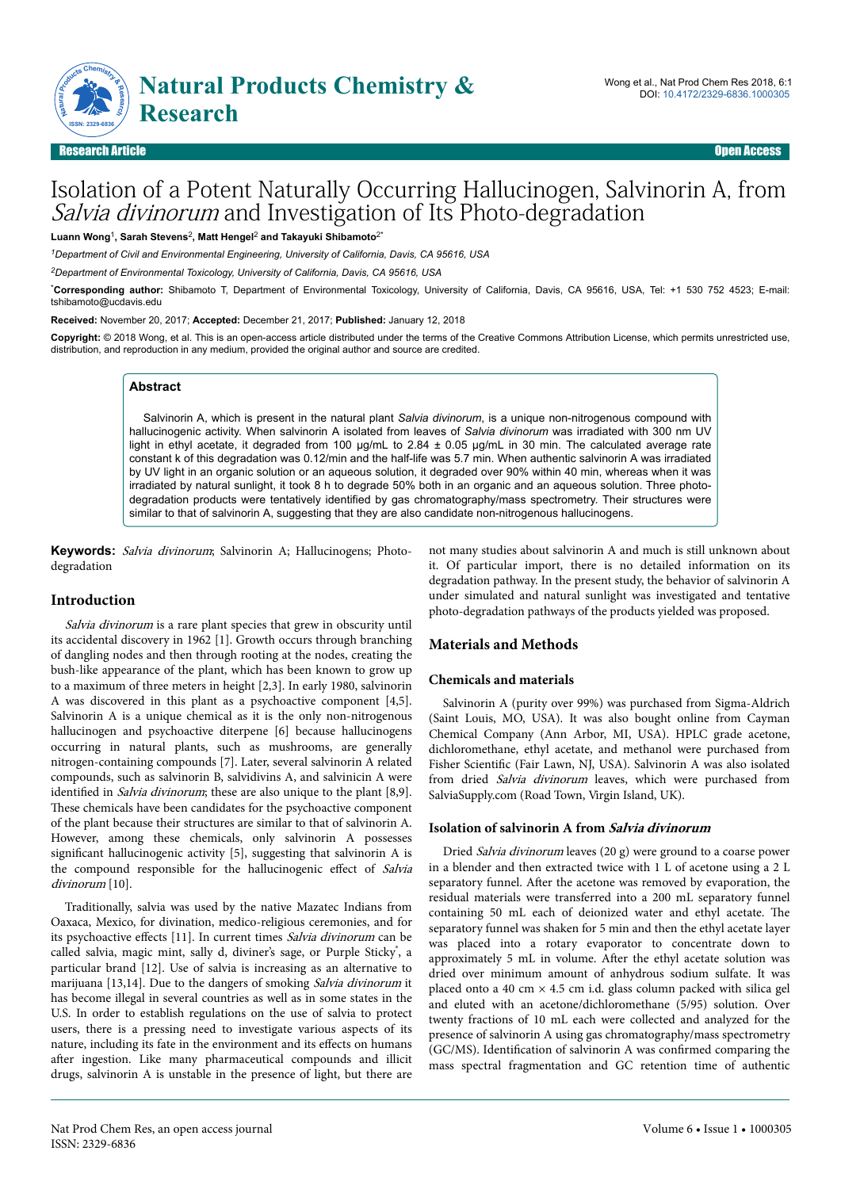Research Article — Open Access

# Isolation of a Potent Naturally Occurring Hallucinogen, Salvinorin A, from *Salvia divinorum* and Investigation of Its Photo-degradation

**Luann Wong**[1], **Sarah Stevens**[2], **Matt Hengel**[2] **and Takayuki Shibamoto**[2*]

[1]*Department of Civil and Environmental Engineering, University of California, Davis, CA 95616, USA*

[2]*Department of Environmental Toxicology, University of California, Davis, CA 95616, USA*

[*]**Corresponding author:** Shibamoto T, Department of Environmental Toxicology, University of California, Davis, CA 95616, USA, Tel: +1 530 752 4523; E-mail: tshibamoto@ucdavis.edu

**Received:** November 20, 2017; **Accepted:** December 21, 2017; **Published:** January 12, 2018

**Copyright:** © 2018 Wong, et al. This is an open-access article distributed under the terms of the Creative Commons Attribution License, which permits unrestricted use, distribution, and reproduction in any medium, provided the original author and source are credited.

## Abstract

Salvinorin A, which is present in the natural plant *Salvia divinorum*, is a unique non-nitrogenous compound with hallucinogenic activity. When salvinorin A isolated from leaves of *Salvia divinorum* was irradiated with 300 nm UV light in ethyl acetate, it degraded from 100 μg/mL to 2.84 ± 0.05 μg/mL in 30 min. The calculated average rate constant k of this degradation was 0.12/min and the half-life was 5.7 min. When authentic salvinorin A was irradiated by UV light in an organic solution or an aqueous solution, it degraded over 90% within 40 min, whereas when it was irradiated by natural sunlight, it took 8 h to degrade 50% both in an organic and an aqueous solution. Three photo-degradation products were tentatively identified by gas chromatography/mass spectrometry. Their structures were similar to that of salvinorin A, suggesting that they are also candidate non-nitrogenous hallucinogens.

**Keywords:** *Salvia divinorum*; Salvinorin A; Hallucinogens; Photo-degradation

## Introduction

*Salvia divinorum* is a rare plant species that grew in obscurity until its accidental discovery in 1962 [1]. Growth occurs through branching of dangling nodes and then through rooting at the nodes, creating the bush-like appearance of the plant, which has been known to grow up to a maximum of three meters in height [2,3]. In early 1980, salvinorin A was discovered in this plant as a psychoactive component [4,5]. Salvinorin A is a unique chemical as it is the only non-nitrogenous hallucinogen and psychoactive diterpene [6] because hallucinogens occurring in natural plants, such as mushrooms, are generally nitrogen-containing compounds [7]. Later, several salvinorin A related compounds, such as salvinorin B, salvidivins A, and salvinicin A were identified in *Salvia divinorum*; these are also unique to the plant [8,9]. These chemicals have been candidates for the psychoactive component of the plant because their structures are similar to that of salvinorin A. However, among these chemicals, only salvinorin A possesses significant hallucinogenic activity [5], suggesting that salvinorin A is the compound responsible for the hallucinogenic effect of *Salvia divinorum* [10].

Traditionally, salvia was used by the native Mazatec Indians from Oaxaca, Mexico, for divination, medico-religious ceremonies, and for its psychoactive effects [11]. In current times *Salvia divinorum* can be called salvia, magic mint, sally d, diviner's sage, or Purple Sticky*, a particular brand [12]. Use of salvia is increasing as an alternative to marijuana [13,14]. Due to the dangers of smoking *Salvia divinorum* it has become illegal in several countries as well as in some states in the U.S. In order to establish regulations on the use of salvia to protect users, there is a pressing need to investigate various aspects of its nature, including its fate in the environment and its effects on humans after ingestion. Like many pharmaceutical compounds and illicit drugs, salvinorin A is unstable in the presence of light, but there are not many studies about salvinorin A and much is still unknown about it. Of particular import, there is no detailed information on its degradation pathway. In the present study, the behavior of salvinorin A under simulated and natural sunlight was investigated and tentative photo-degradation pathways of the products yielded was proposed.

## Materials and Methods

### Chemicals and materials

Salvinorin A (purity over 99%) was purchased from Sigma-Aldrich (Saint Louis, MO, USA). It was also bought online from Cayman Chemical Company (Ann Arbor, MI, USA). HPLC grade acetone, dichloromethane, ethyl acetate, and methanol were purchased from Fisher Scientific (Fair Lawn, NJ, USA). Salvinorin A was also isolated from dried *Salvia divinorum* leaves, which were purchased from SalviaSupply.com (Road Town, Virgin Island, UK).

### Isolation of salvinorin A from *Salvia divinorum*

Dried *Salvia divinorum* leaves (20 g) were ground to a coarse power in a blender and then extracted twice with 1 L of acetone using a 2 L separatory funnel. After the acetone was removed by evaporation, the residual materials were transferred into a 200 mL separatory funnel containing 50 mL each of deionized water and ethyl acetate. The separatory funnel was shaken for 5 min and then the ethyl acetate layer was placed into a rotary evaporator to concentrate down to approximately 5 mL in volume. After the ethyl acetate solution was dried over minimum amount of anhydrous sodium sulfate. It was placed onto a 40 cm × 4.5 cm i.d. glass column packed with silica gel and eluted with an acetone/dichloromethane (5/95) solution. Over twenty fractions of 10 mL each were collected and analyzed for the presence of salvinorin A using gas chromatography/mass spectrometry (GC/MS). Identification of salvinorin A was confirmed comparing the mass spectral fragmentation and GC retention time of authentic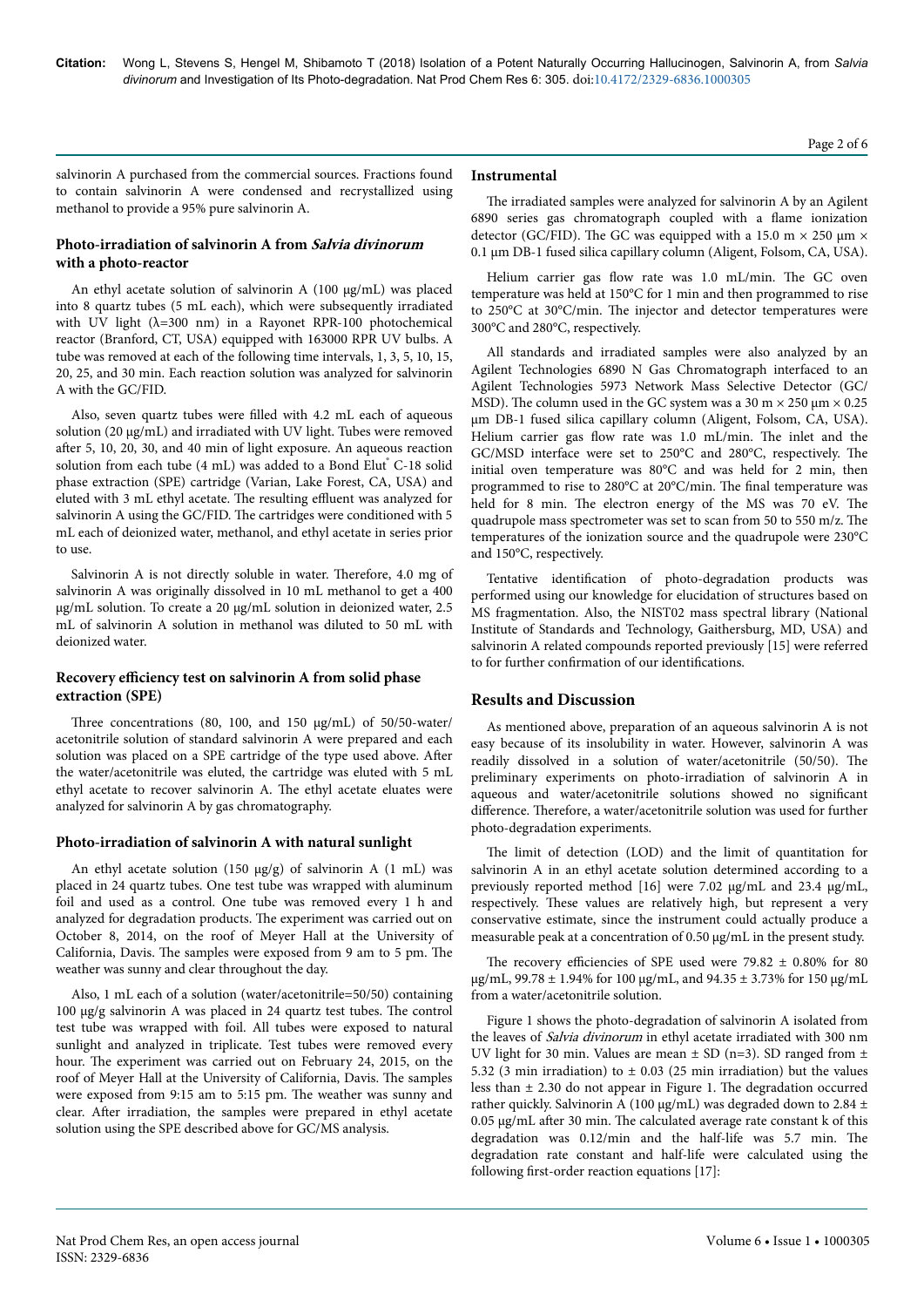salvinorin A purchased from the commercial sources. Fractions found to contain salvinorin A were condensed and recrystallized using methanol to provide a 95% pure salvinorin A.

### Photo-irradiation of salvinorin A from *Salvia divinorum* with a photo-reactor

An ethyl acetate solution of salvinorin A (100 µg/mL) was placed into 8 quartz tubes (5 mL each), which were subsequently irradiated with UV light (λ=300 nm) in a Rayonet RPR-100 photochemical reactor (Branford, CT, USA) equipped with 163000 RPR UV bulbs. A tube was removed at each of the following time intervals, 1, 3, 5, 10, 15, 20, 25, and 30 min. Each reaction solution was analyzed for salvinorin A with the GC/FID.

Also, seven quartz tubes were filled with 4.2 mL each of aqueous solution (20 µg/mL) and irradiated with UV light. Tubes were removed after 5, 10, 20, 30, and 40 min of light exposure. An aqueous reaction solution from each tube (4 mL) was added to a Bond Elut® C-18 solid phase extraction (SPE) cartridge (Varian, Lake Forest, CA, USA) and eluted with 3 mL ethyl acetate. The resulting effluent was analyzed for salvinorin A using the GC/FID. The cartridges were conditioned with 5 mL each of deionized water, methanol, and ethyl acetate in series prior to use.

Salvinorin A is not directly soluble in water. Therefore, 4.0 mg of salvinorin A was originally dissolved in 10 mL methanol to get a 400 µg/mL solution. To create a 20 µg/mL solution in deionized water, 2.5 mL of salvinorin A solution in methanol was diluted to 50 mL with deionized water.

### Recovery efficiency test on salvinorin A from solid phase extraction (SPE)

Three concentrations (80, 100, and 150 µg/mL) of 50/50-water/acetonitrile solution of standard salvinorin A were prepared and each solution was placed on a SPE cartridge of the type used above. After the water/acetonitrile was eluted, the cartridge was eluted with 5 mL ethyl acetate to recover salvinorin A. The ethyl acetate eluates were analyzed for salvinorin A by gas chromatography.

### Photo-irradiation of salvinorin A with natural sunlight

An ethyl acetate solution (150 µg/g) of salvinorin A (1 mL) was placed in 24 quartz tubes. One test tube was wrapped with aluminum foil and used as a control. One tube was removed every 1 h and analyzed for degradation products. The experiment was carried out on October 8, 2014, on the roof of Meyer Hall at the University of California, Davis. The samples were exposed from 9 am to 5 pm. The weather was sunny and clear throughout the day.

Also, 1 mL each of a solution (water/acetonitrile=50/50) containing 100 µg/g salvinorin A was placed in 24 quartz test tubes. The control test tube was wrapped with foil. All tubes were exposed to natural sunlight and analyzed in triplicate. Test tubes were removed every hour. The experiment was carried out on February 24, 2015, on the roof of Meyer Hall at the University of California, Davis. The samples were exposed from 9:15 am to 5:15 pm. The weather was sunny and clear. After irradiation, the samples were prepared in ethyl acetate solution using the SPE described above for GC/MS analysis.

### Instrumental

The irradiated samples were analyzed for salvinorin A by an Agilent 6890 series gas chromatograph coupled with a flame ionization detector (GC/FID). The GC was equipped with a 15.0 m × 250 µm × 0.1 µm DB-1 fused silica capillary column (Aligent, Folsom, CA, USA).

Helium carrier gas flow rate was 1.0 mL/min. The GC oven temperature was held at 150°C for 1 min and then programmed to rise to 250°C at 30°C/min. The injector and detector temperatures were 300°C and 280°C, respectively.

All standards and irradiated samples were also analyzed by an Agilent Technologies 6890 N Gas Chromatograph interfaced to an Agilent Technologies 5973 Network Mass Selective Detector (GC/MSD). The column used in the GC system was a 30 m × 250 µm × 0.25 µm DB-1 fused silica capillary column (Aligent, Folsom, CA, USA). Helium carrier gas flow rate was 1.0 mL/min. The inlet and the GC/MSD interface were set to 250°C and 280°C, respectively. The initial oven temperature was 80°C and was held for 2 min, then programmed to rise to 280°C at 20°C/min. The final temperature was held for 8 min. The electron energy of the MS was 70 eV. The quadrupole mass spectrometer was set to scan from 50 to 550 m/z. The temperatures of the ionization source and the quadrupole were 230°C and 150°C, respectively.

Tentative identification of photo-degradation products was performed using our knowledge for elucidation of structures based on MS fragmentation. Also, the NIST02 mass spectral library (National Institute of Standards and Technology, Gaithersburg, MD, USA) and salvinorin A related compounds reported previously [15] were referred to for further confirmation of our identifications.

## Results and Discussion

As mentioned above, preparation of an aqueous salvinorin A is not easy because of its insolubility in water. However, salvinorin A was readily dissolved in a solution of water/acetonitrile (50/50). The preliminary experiments on photo-irradiation of salvinorin A in aqueous and water/acetonitrile solutions showed no significant difference. Therefore, a water/acetonitrile solution was used for further photo-degradation experiments.

The limit of detection (LOD) and the limit of quantitation for salvinorin A in an ethyl acetate solution determined according to a previously reported method [16] were 7.02 µg/mL and 23.4 µg/mL, respectively. These values are relatively high, but represent a very conservative estimate, since the instrument could actually produce a measurable peak at a concentration of 0.50 µg/mL in the present study.

The recovery efficiencies of SPE used were 79.82 ± 0.80% for 80 µg/mL, 99.78 ± 1.94% for 100 µg/mL, and 94.35 ± 3.73% for 150 µg/mL from a water/acetonitrile solution.

Figure 1 shows the photo-degradation of salvinorin A isolated from the leaves of *Salvia divinorum* in ethyl acetate irradiated with 300 nm UV light for 30 min. Values are mean ± SD (n=3). SD ranged from ± 5.32 (3 min irradiation) to ± 0.03 (25 min irradiation) but the values less than ± 2.30 do not appear in Figure 1. The degradation occurred rather quickly. Salvinorin A (100 µg/mL) was degraded down to 2.84 ± 0.05 µg/mL after 30 min. The calculated average rate constant k of this degradation was 0.12/min and the half-life was 5.7 min. The degradation rate constant and half-life were calculated using the following first-order reaction equations [17]: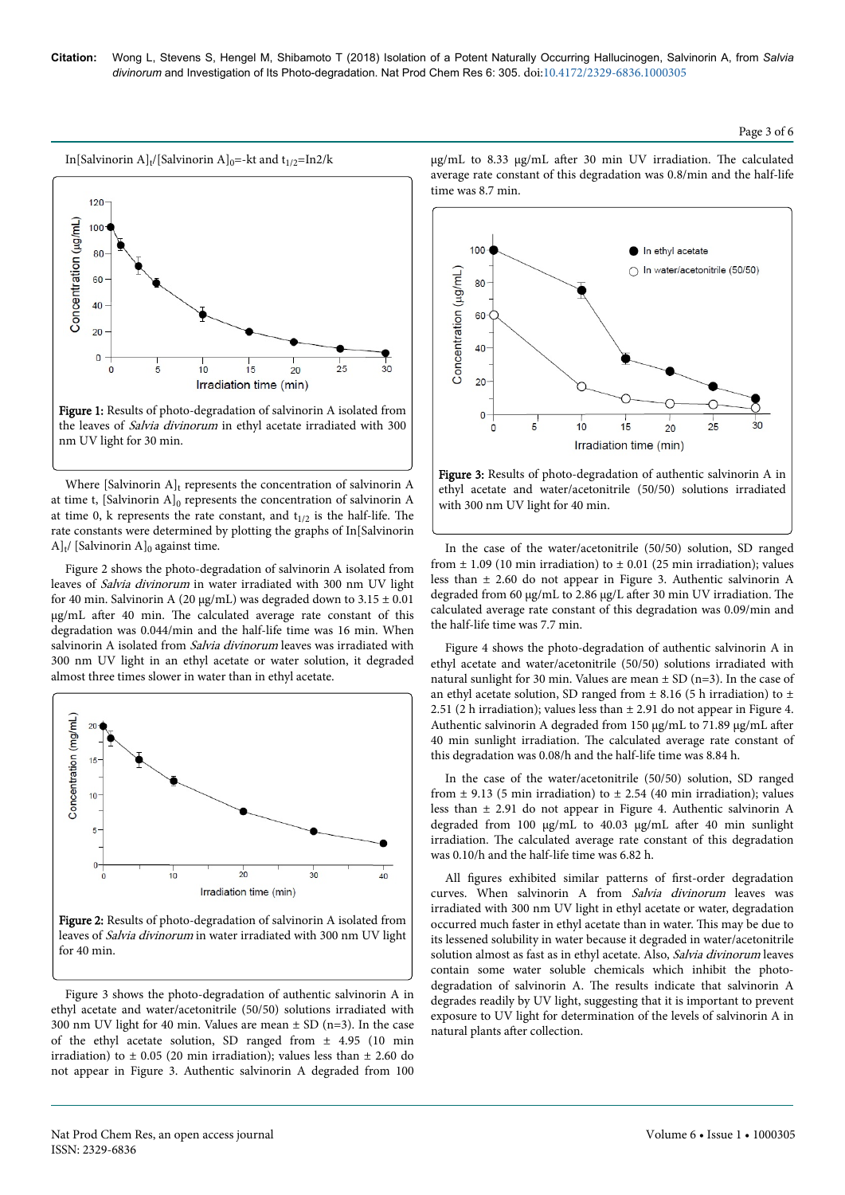ln[Salvinorin A]$_t$/[Salvinorin A]$_0$=-kt and $t_{1/2}$=ln2/k

Figure 1: Results of photo-degradation of salvinorin A isolated from the leaves of *Salvia divinorum* in ethyl acetate irradiated with 300 nm UV light for 30 min.

Where [Salvinorin A]$_t$ represents the concentration of salvinorin A at time t, [Salvinorin A]$_0$ represents the concentration of salvinorin A at time 0, k represents the rate constant, and $t_{1/2}$ is the half-life. The rate constants were determined by plotting the graphs of ln[Salvinorin A]$_t$/ [Salvinorin A]$_0$ against time.

Figure 2 shows the photo-degradation of salvinorin A isolated from leaves of *Salvia divinorum* in water irradiated with 300 nm UV light for 40 min. Salvinorin A (20 µg/mL) was degraded down to 3.15 ± 0.01 µg/mL after 40 min. The calculated average rate constant of this degradation was 0.044/min and the half-life time was 16 min. When salvinorin A isolated from *Salvia divinorum* leaves was irradiated with 300 nm UV light in an ethyl acetate or water solution, it degraded almost three times slower in water than in ethyl acetate.

Figure 2: Results of photo-degradation of salvinorin A isolated from leaves of *Salvia divinorum* in water irradiated with 300 nm UV light for 40 min.

Figure 3 shows the photo-degradation of authentic salvinorin A in ethyl acetate and water/acetonitrile (50/50) solutions irradiated with 300 nm UV light for 40 min. Values are mean ± SD (n=3). In the case of the ethyl acetate solution, SD ranged from ± 4.95 (10 min irradiation) to ± 0.05 (20 min irradiation); values less than ± 2.60 do not appear in Figure 3. Authentic salvinorin A degraded from 100 µg/mL to 8.33 µg/mL after 30 min UV irradiation. The calculated average rate constant of this degradation was 0.8/min and the half-life time was 8.7 min.

Figure 3: Results of photo-degradation of authentic salvinorin A in ethyl acetate and water/acetonitrile (50/50) solutions irradiated with 300 nm UV light for 40 min.

In the case of the water/acetonitrile (50/50) solution, SD ranged from ± 1.09 (10 min irradiation) to ± 0.01 (25 min irradiation); values less than ± 2.60 do not appear in Figure 3. Authentic salvinorin A degraded from 60 µg/mL to 2.86 µg/L after 30 min UV irradiation. The calculated average rate constant of this degradation was 0.09/min and the half-life time was 7.7 min.

Figure 4 shows the photo-degradation of authentic salvinorin A in ethyl acetate and water/acetonitrile (50/50) solutions irradiated with natural sunlight for 30 min. Values are mean ± SD (n=3). In the case of an ethyl acetate solution, SD ranged from ± 8.16 (5 h irradiation) to ± 2.51 (2 h irradiation); values less than ± 2.91 do not appear in Figure 4. Authentic salvinorin A degraded from 150 µg/mL to 71.89 µg/mL after 40 min sunlight irradiation. The calculated average rate constant of this degradation was 0.08/h and the half-life time was 8.84 h.

In the case of the water/acetonitrile (50/50) solution, SD ranged from ± 9.13 (5 min irradiation) to ± 2.54 (40 min irradiation); values less than ± 2.91 do not appear in Figure 4. Authentic salvinorin A degraded from 100 µg/mL to 40.03 µg/mL after 40 min sunlight irradiation. The calculated average rate constant of this degradation was 0.10/h and the half-life time was 6.82 h.

All figures exhibited similar patterns of first-order degradation curves. When salvinorin A from *Salvia divinorum* leaves was irradiated with 300 nm UV light in ethyl acetate or water, degradation occurred much faster in ethyl acetate than in water. This may be due to its lessened solubility in water because it degraded in water/acetonitrile solution almost as fast as in ethyl acetate. Also, *Salvia divinorum* leaves contain some water soluble chemicals which inhibit the photo-degradation of salvinorin A. The results indicate that salvinorin A degrades readily by UV light, suggesting that it is important to prevent exposure to UV light for determination of the levels of salvinorin A in natural plants after collection.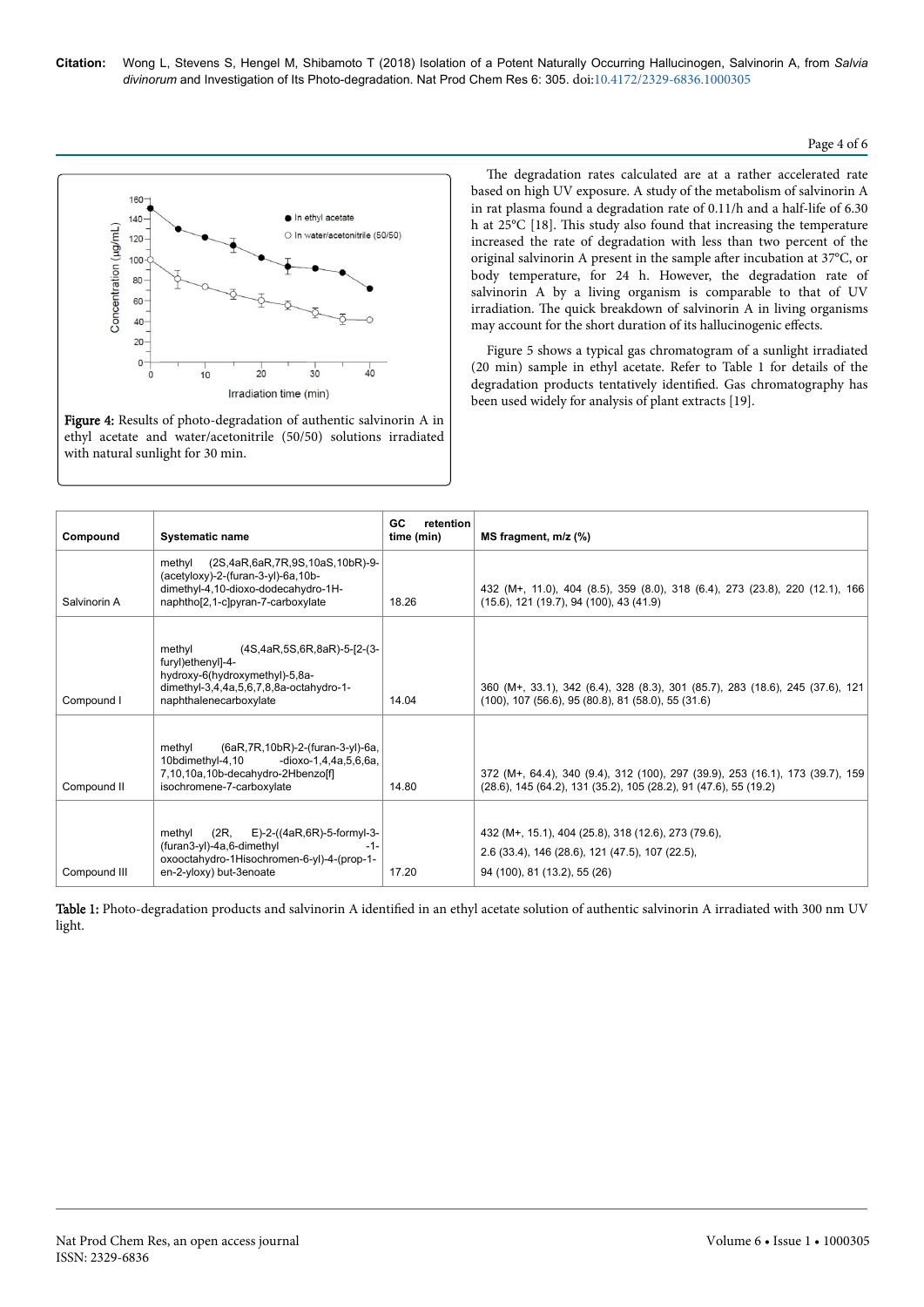Figure 4: Results of photo-degradation of authentic salvinorin A in ethyl acetate and water/acetonitrile (50/50) solutions irradiated with natural sunlight for 30 min.

The degradation rates calculated are at a rather accelerated rate based on high UV exposure. A study of the metabolism of salvinorin A in rat plasma found a degradation rate of 0.11/h and a half-life of 6.30 h at 25°C [18]. This study also found that increasing the temperature increased the rate of degradation with less than two percent of the original salvinorin A present in the sample after incubation at 37°C, or body temperature, for 24 h. However, the degradation rate of salvinorin A by a living organism is comparable to that of UV irradiation. The quick breakdown of salvinorin A in living organisms may account for the short duration of its hallucinogenic effects.

Figure 5 shows a typical gas chromatogram of a sunlight irradiated (20 min) sample in ethyl acetate. Refer to Table 1 for details of the degradation products tentatively identified. Gas chromatography has been used widely for analysis of plant extracts [19].

| Compound | Systematic name | GC retention time (min) | MS fragment, m/z (%) |
|---|---|---|---|
| Salvinorin A | methyl (2S,4aR,6aR,7R,9S,10aS,10bR)-9-(acetyloxy)-2-(furan-3-yl)-6a,10b-dimethyl-4,10-dioxo-dodecahydro-1H-naphtho[2,1-c]pyran-7-carboxylate | 18.26 | 432 (M+, 11.0), 404 (8.5), 359 (8.0), 318 (6.4), 273 (23.8), 220 (12.1), 166 (15.6), 121 (19.7), 94 (100), 43 (41.9) |
| Compound I | methyl (4S,4aR,5S,6R,8aR)-5-[2-(3-furyl)ethenyl]-4-hydroxy-6(hydroxymethyl)-5,8a-dimethyl-3,4,4a,5,6,7,8,8a-octahydro-1-naphthalenecarboxylate | 14.04 | 360 (M+, 33.1), 342 (6.4), 328 (8.3), 301 (85.7), 283 (18.6), 245 (37.6), 121 (100), 107 (56.6), 95 (80.8), 81 (58.0), 55 (31.6) |
| Compound II | methyl (6aR,7R,10bR)-2-(furan-3-yl)-6a, 10bdimethyl-4,10 -dioxo-1,4,4a,5,6,6a, 7,10,10a,10b-decahydro-2Hbenzo[f] isochromene-7-carboxylate | 14.80 | 372 (M+, 64.4), 340 (9.4), 312 (100), 297 (39.9), 253 (16.1), 173 (39.7), 159 (28.6), 145 (64.2), 131 (35.2), 105 (28.2), 91 (47.6), 55 (19.2) |
| Compound III | methyl (2R, E)-2-((4aR,6R)-5-formyl-3-(furan3-yl)-4a,6-dimethyl -1-oxooctahydro-1Hisochromen-6-yl)-4-(prop-1-en-2-yloxy) but-3enoate | 17.20 | 432 (M+, 15.1), 404 (25.8), 318 (12.6), 273 (79.6), 2.6 (33.4), 146 (28.6), 121 (47.5), 107 (22.5), 94 (100), 81 (13.2), 55 (26) |

Table 1: Photo-degradation products and salvinorin A identified in an ethyl acetate solution of authentic salvinorin A irradiated with 300 nm UV light.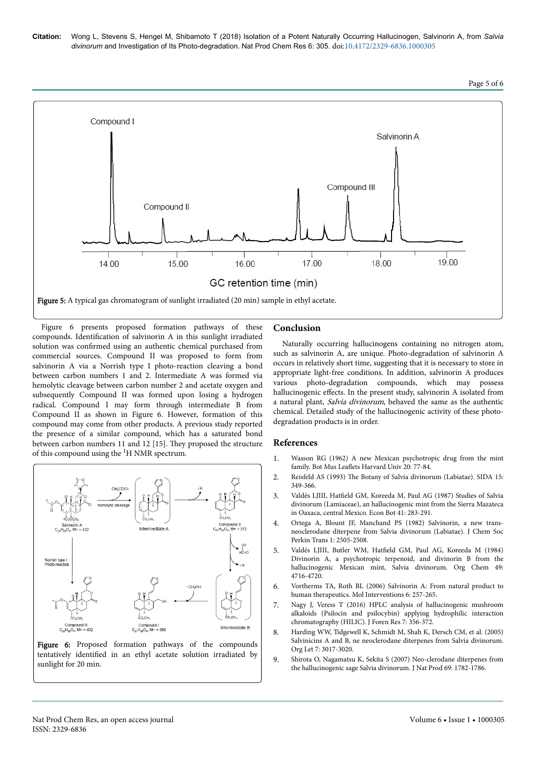Figure 5: A typical gas chromatogram of sunlight irradiated (20 min) sample in ethyl acetate.

Figure 6 presents proposed formation pathways of these compounds. Identification of salvinorin A in this sunlight irradiated solution was confirmed using an authentic chemical purchased from commercial sources. Compound II was proposed to form from salvinorin A via a Norrish type I photo-reaction cleaving a bond between carbon numbers 1 and 2. Intermediate A was formed via hemolytic cleavage between carbon number 2 and acetate oxygen and subsequently Compound II was formed upon losing a hydrogen radical. Compound I may form through intermediate B from Compound II as shown in Figure 6. However, formation of this compound may come from other products. A previous study reported the presence of a similar compound, which has a saturated bond between carbon numbers 11 and 12 [15]. They proposed the structure of this compound using the $^{1}$H NMR spectrum.

Figure 6: Proposed formation pathways of the compounds tentatively identified in an ethyl acetate solution irradiated by sunlight for 20 min.

## Conclusion

Naturally occurring hallucinogens containing no nitrogen atom, such as salvinorin A, are unique. Photo-degradation of salvinorin A occurs in relatively short time, suggesting that it is necessary to store in appropriate light-free conditions. In addition, salvinorin A produces various photo-degradation compounds, which may possess hallucinogenic effects. In the present study, salvinorin A isolated from a natural plant, *Salvia divinorum*, behaved the same as the authentic chemical. Detailed study of the hallucinogenic activity of these photo-degradation products is in order.

## References

1. Wasson RG (1962) A new Mexican psychotropic drug from the mint family. Bot Mus Leaflets Harvard Univ 20: 77-84.
2. Reisfeld AS (1993) The Botany of Salvia divinorum (Labiatae). SIDA 15: 349-366.
3. Valdés LJIII, Hatfield GM, Koreeda M, Paul AG (1987) Studies of Salvia divinorum (Lamiaceae), an hallucinogenic mint from the Sierra Mazateca in Oaxaca, central Mexico. Econ Bot 41: 283-291.
4. Ortega A, Blount JF, Manchand PS (1982) Salvinorin, a new trans-neoclerodane diterpene from Salvia divinorum (Labiatae). J Chem Soc Perkin Trans 1: 2505-2508.
5. Valdés LJIII, Butler WM, Hatfield GM, Paul AG, Koreeda M (1984) Divinorin A, a psychotropic terpenoid, and divinorin B from the hallucinogenic Mexican mint, Salvia divinorum. Org Chem 49: 4716-4720.
6. Vortherms TA, Roth BL (2006) Salvinorin A: From natural product to human therapeutics. Mol Interventions 6: 257-265.
7. Nagy J, Veress T (2016) HPLC analysis of hallucinogenic mushroom alkaloids (Psilocin and psilocybin) applying hydrophilic interaction chromatography (HILIC). J Foren Res 7: 356-372.
8. Harding WW, Tidgewell K, Schmidt M, Shah K, Dersch CM, et al. (2005) Salvinicins A and B, ne neoclerodane diterpenes from Salvia divinorum. Org Let 7: 3017-3020.
9. Shirota O, Nagamatsu K, Sekita S (2007) Neo-clerodane diterpenes from the hallucinogenic sage Salvia divinorum. J Nat Prod 69: 1782-1786.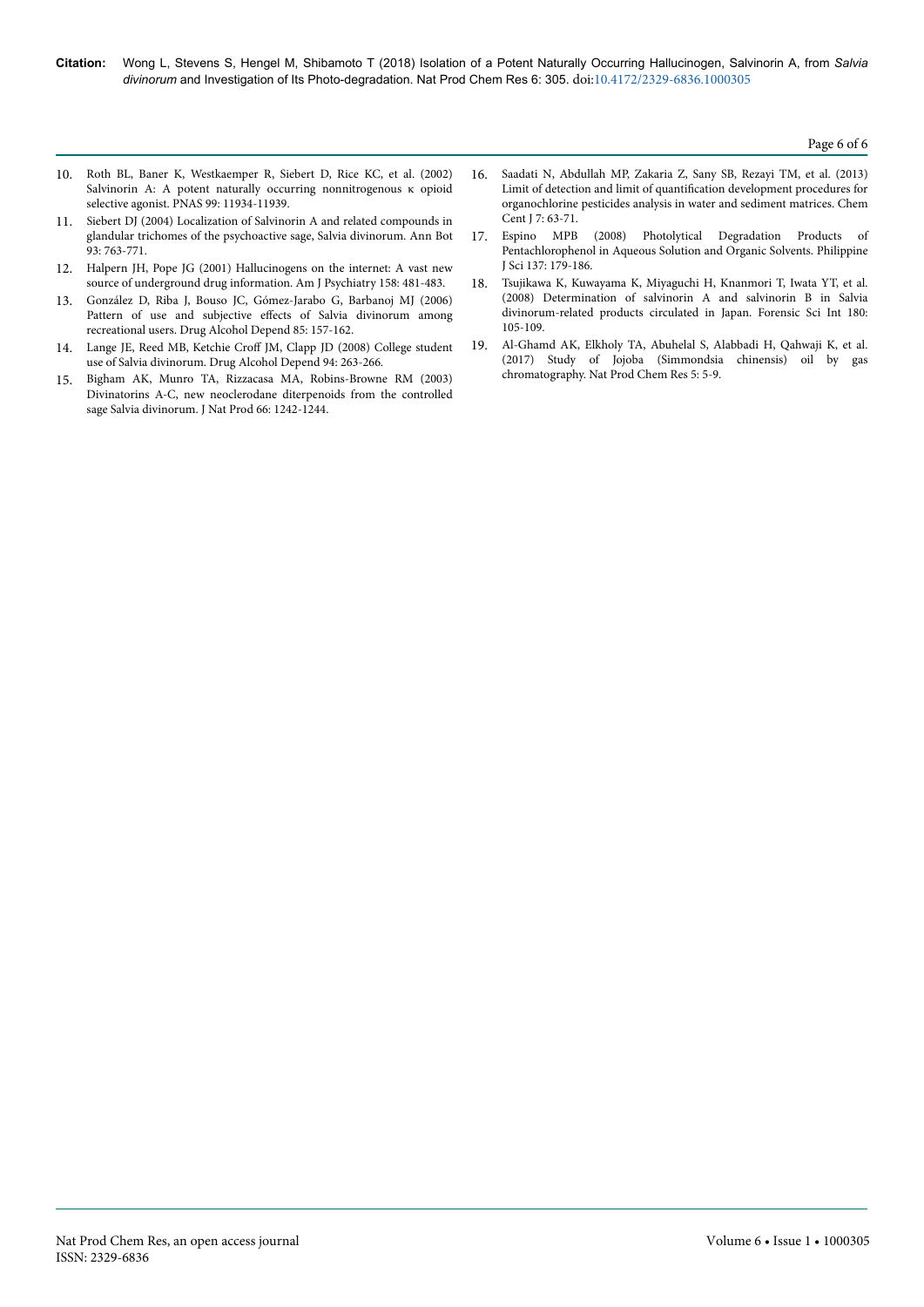10. Roth BL, Baner K, Westkaemper R, Siebert D, Rice KC, et al. (2002) Salvinorin A: A potent naturally occurring nonnitrogenous κ opioid selective agonist. PNAS 99: 11934-11939.
11. Siebert DJ (2004) Localization of Salvinorin A and related compounds in glandular trichomes of the psychoactive sage, Salvia divinorum. Ann Bot 93: 763-771.
12. Halpern JH, Pope JG (2001) Hallucinogens on the internet: A vast new source of underground drug information. Am J Psychiatry 158: 481-483.
13. González D, Riba J, Bouso JC, Gómez-Jarabo G, Barbanoj MJ (2006) Pattern of use and subjective effects of Salvia divinorum among recreational users. Drug Alcohol Depend 85: 157-162.
14. Lange JE, Reed MB, Ketchie Croff JM, Clapp JD (2008) College student use of Salvia divinorum. Drug Alcohol Depend 94: 263-266.
15. Bigham AK, Munro TA, Rizzacasa MA, Robins-Browne RM (2003) Divinatorins A-C, new neoclerodane diterpenoids from the controlled sage Salvia divinorum. J Nat Prod 66: 1242-1244.
16. Saadati N, Abdullah MP, Zakaria Z, Sany SB, Rezayi TM, et al. (2013) Limit of detection and limit of quantification development procedures for organochlorine pesticides analysis in water and sediment matrices. Chem Cent J 7: 63-71.
17. Espino MPB (2008) Photolytical Degradation Products of Pentachlorophenol in Aqueous Solution and Organic Solvents. Philippine J Sci 137: 179-186.
18. Tsujikawa K, Kuwayama K, Miyaguchi H, Knanmori T, Iwata YT, et al. (2008) Determination of salvinorin A and salvinorin B in Salvia divinorum-related products circulated in Japan. Forensic Sci Int 180: 105-109.
19. Al-Ghamd AK, Elkholy TA, Abuhelal S, Alabbadi H, Qahwaji K, et al. (2017) Study of Jojoba (Simmondsia chinensis) oil by gas chromatography. Nat Prod Chem Res 5: 5-9.